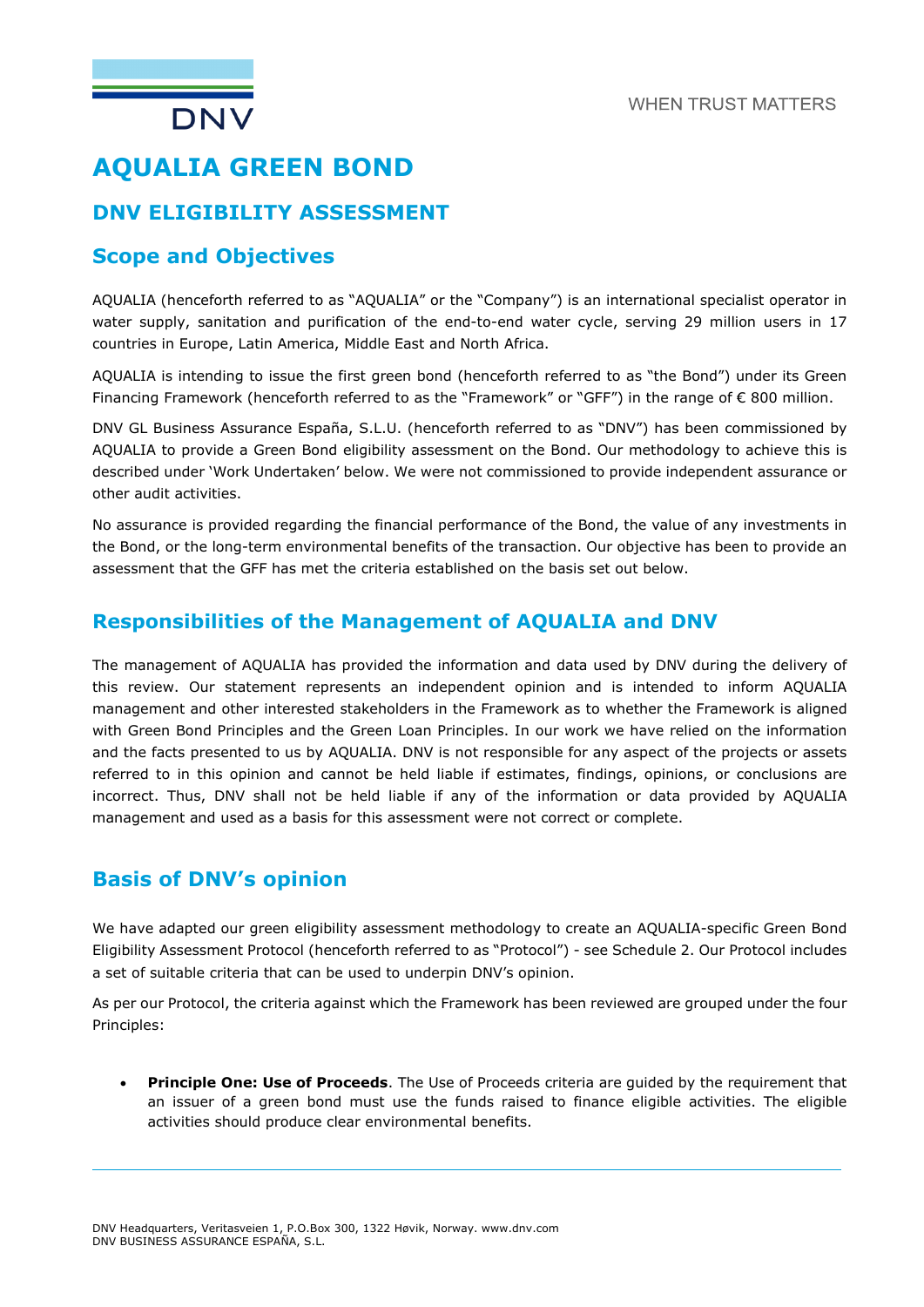# AQUALIA GREEN BOND

## DNV ELIGIBILITY ASSESSMENT

## Scope and Objectives

AQUALIA (henceforth referred to as "AQUALIA" or the "Company") is an international specialist operator in water supply, sanitation and purification of the end-to-end water cycle, serving 29 million users in 17 countries in Europe, Latin America, Middle East and North Africa.

AQUALIA is intending to issue the first green bond (henceforth referred to as "the Bond") under its Green Financing Framework (henceforth referred to as the "Framework" or "GFF") in the range of € 800 million.

DNV GL Business Assurance España, S.L.U. (henceforth referred to as "DNV") has been commissioned by AQUALIA to provide a Green Bond eligibility assessment on the Bond. Our methodology to achieve this is described under 'Work Undertaken' below. We were not commissioned to provide independent assurance or other audit activities.

No assurance is provided regarding the financial performance of the Bond, the value of any investments in the Bond, or the long-term environmental benefits of the transaction. Our objective has been to provide an assessment that the GFF has met the criteria established on the basis set out below.

## Responsibilities of the Management of AQUALIA and DNV

The management of AQUALIA has provided the information and data used by DNV during the delivery of this review. Our statement represents an independent opinion and is intended to inform AQUALIA management and other interested stakeholders in the Framework as to whether the Framework is aligned with Green Bond Principles and the Green Loan Principles. In our work we have relied on the information and the facts presented to us by AQUALIA. DNV is not responsible for any aspect of the projects or assets referred to in this opinion and cannot be held liable if estimates, findings, opinions, or conclusions are incorrect. Thus, DNV shall not be held liable if any of the information or data provided by AQUALIA management and used as a basis for this assessment were not correct or complete.

## Basis of DNV's opinion

We have adapted our green eligibility assessment methodology to create an AQUALIA-specific Green Bond Eligibility Assessment Protocol (henceforth referred to as "Protocol") - see Schedule 2. Our Protocol includes a set of suitable criteria that can be used to underpin DNV's opinion.

As per our Protocol, the criteria against which the Framework has been reviewed are grouped under the four Principles:

- **Principle One: Use of Proceeds**. The Use of Proceeds criteria are guided by the requirement that an issuer of a green bond must use the funds raised to finance eligible activities. The eligible activities should produce clear environmental benefits.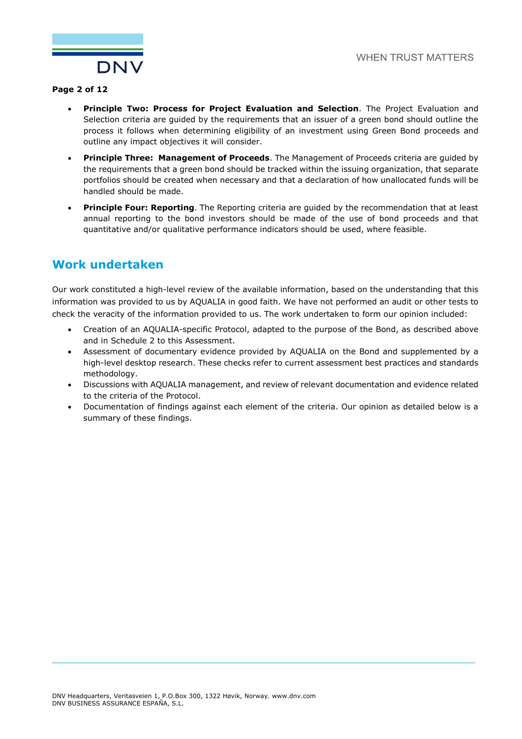- **Principle Two: Process for Project Evaluation and Selection**. The Project Evaluation and Selection criteria are guided by the requirements that an issuer of a green bond should outline the process it follows when determining eligibility of an investment using Green Bond proceeds and outline any impact objectives it will consider.
- **Principle Three: Management of Proceeds**. The Management of Proceeds criteria are guided by the requirements that a green bond should be tracked within the issuing organization, that separate portfolios should be created when necessary and that a declaration of how unallocated funds will be handled should be made.
- **Principle Four: Reporting**. The Reporting criteria are guided by the recommendation that at least annual reporting to the bond investors should be made of the use of bond proceeds and that quantitative and/or qualitative performance indicators should be used, where feasible.

## Work undertaken

Our work constituted a high-level review of the available information, based on the understanding that this information was provided to us by AQUALIA in good faith. We have not performed an audit or other tests to check the veracity of the information provided to us. The work undertaken to form our opinion included:

- Creation of an AQUALIA-specific Protocol, adapted to the purpose of the Bond, as described above and in Schedule 2 to this Assessment.
- Assessment of documentary evidence provided by AQUALIA on the Bond and supplemented by a high-level desktop research. These checks refer to current assessment best practices and standards methodology.
- Discussions with AQUALIA management, and review of relevant documentation and evidence related to the criteria of the Protocol.
- Documentation of findings against each element of the criteria. Our opinion as detailed below is a summary of these findings.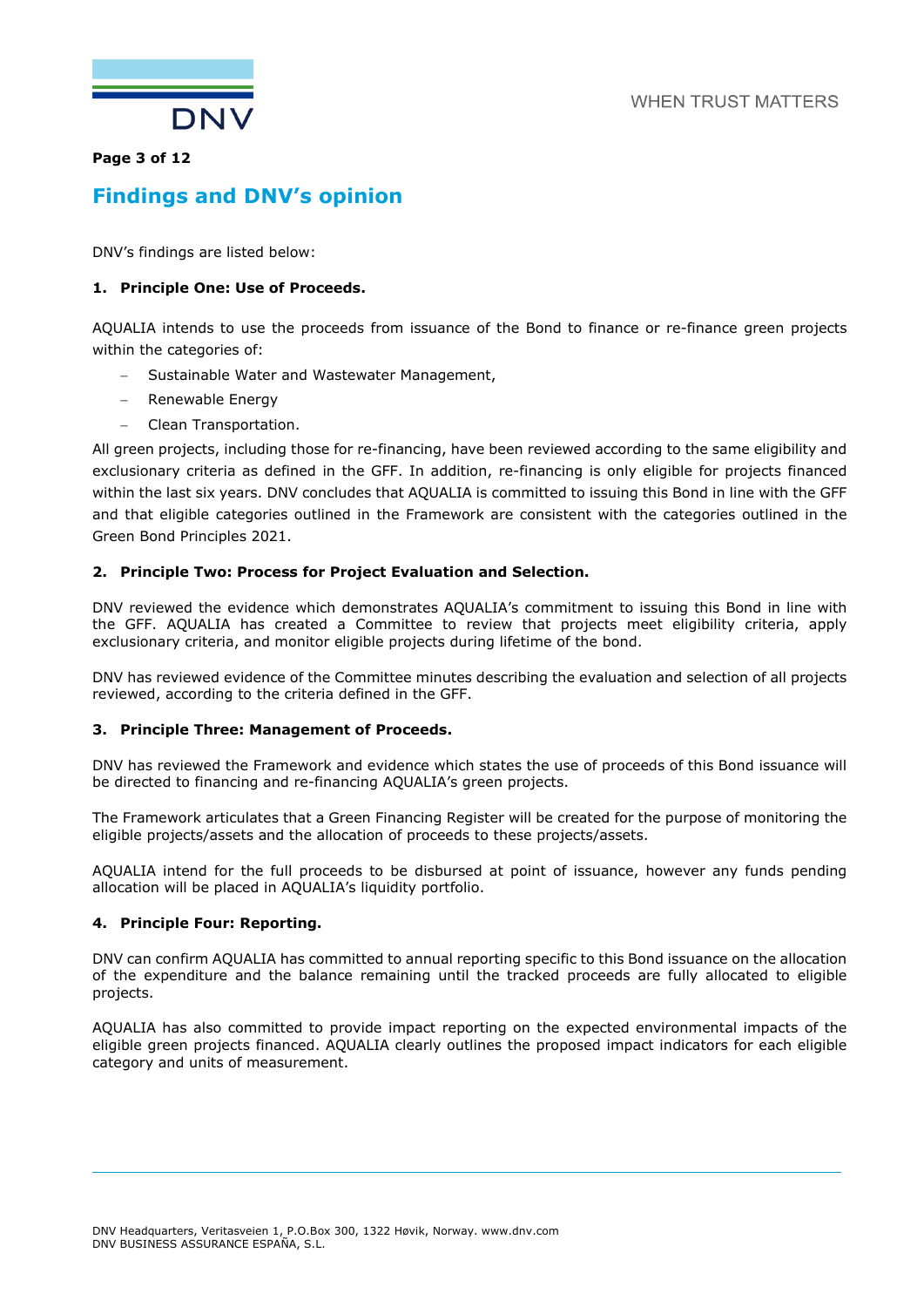## Findings and DNV's opinion

DNV's findings are listed below:

### 1. Principle One: Use of Proceeds.

AQUALIA intends to use the proceeds from issuance of the Bond to finance or re-finance green projects within the categories of:

- Sustainable Water and Wastewater Management,
- Renewable Energy
- Clean Transportation.

All green projects, including those for re-financing, have been reviewed according to the same eligibility and exclusionary criteria as defined in the GFF. In addition, re-financing is only eligible for projects financed within the last six years. DNV concludes that AQUALIA is committed to issuing this Bond in line with the GFF and that eligible categories outlined in the Framework are consistent with the categories outlined in the Green Bond Principles 2021.

### 2. Principle Two: Process for Project Evaluation and Selection.

DNV reviewed the evidence which demonstrates AQUALIA's commitment to issuing this Bond in line with the GFF. AQUALIA has created a Committee to review that projects meet eligibility criteria, apply exclusionary criteria, and monitor eligible projects during lifetime of the bond.

DNV has reviewed evidence of the Committee minutes describing the evaluation and selection of all projects reviewed, according to the criteria defined in the GFF.

### 3. Principle Three: Management of Proceeds.

DNV has reviewed the Framework and evidence which states the use of proceeds of this Bond issuance will be directed to financing and re-financing AQUALIA's green projects.

The Framework articulates that a Green Financing Register will be created for the purpose of monitoring the eligible projects/assets and the allocation of proceeds to these projects/assets.

AQUALIA intend for the full proceeds to be disbursed at point of issuance, however any funds pending allocation will be placed in AQUALIA's liquidity portfolio.

### 4. Principle Four: Reporting.

DNV can confirm AQUALIA has committed to annual reporting specific to this Bond issuance on the allocation of the expenditure and the balance remaining until the tracked proceeds are fully allocated to eligible projects.

AQUALIA has also committed to provide impact reporting on the expected environmental impacts of the eligible green projects financed. AQUALIA clearly outlines the proposed impact indicators for each eligible category and units of measurement.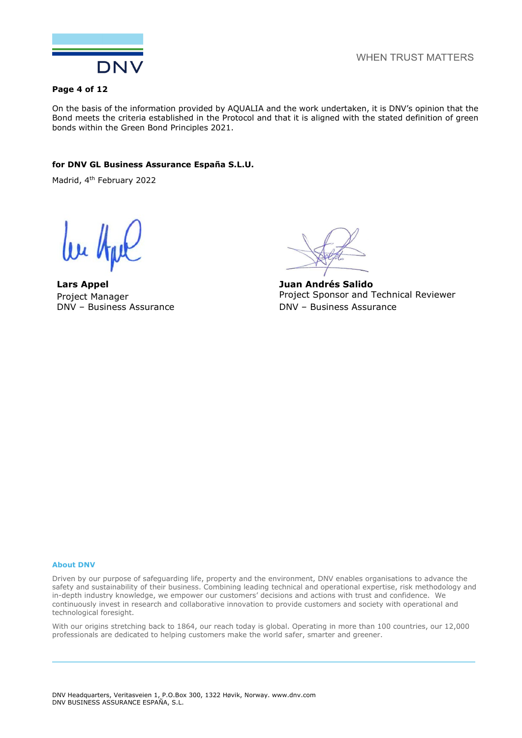On the basis of the information provided by AQUALIA and the work undertaken, it is DNV's opinion that the Bond meets the criteria established in the Protocol and that it is aligned with the stated definition of green bonds within the Green Bond Principles 2021.

**for DNV GL Business Assurance España S.L.U.**

Madrid, 4th February 2022

| | |
|---|---|
| **Lars Appel** | **Juan Andrés Salido** |
| Project Manager | Project Sponsor and Technical Reviewer |
| DNV – Business Assurance | DNV – Business Assurance |

**About DNV**

Driven by our purpose of safeguarding life, property and the environment, DNV enables organisations to advance the safety and sustainability of their business. Combining leading technical and operational expertise, risk methodology and in-depth industry knowledge, we empower our customers' decisions and actions with trust and confidence. We continuously invest in research and collaborative innovation to provide customers and society with operational and technological foresight.

With our origins stretching back to 1864, our reach today is global. Operating in more than 100 countries, our 12,000 professionals are dedicated to helping customers make the world safer, smarter and greener.

DNV Headquarters, Veritasveien 1, P.O.Box 300, 1322 Høvik, Norway. www.dnv.com
DNV BUSINESS ASSURANCE ESPAÑA, S.L.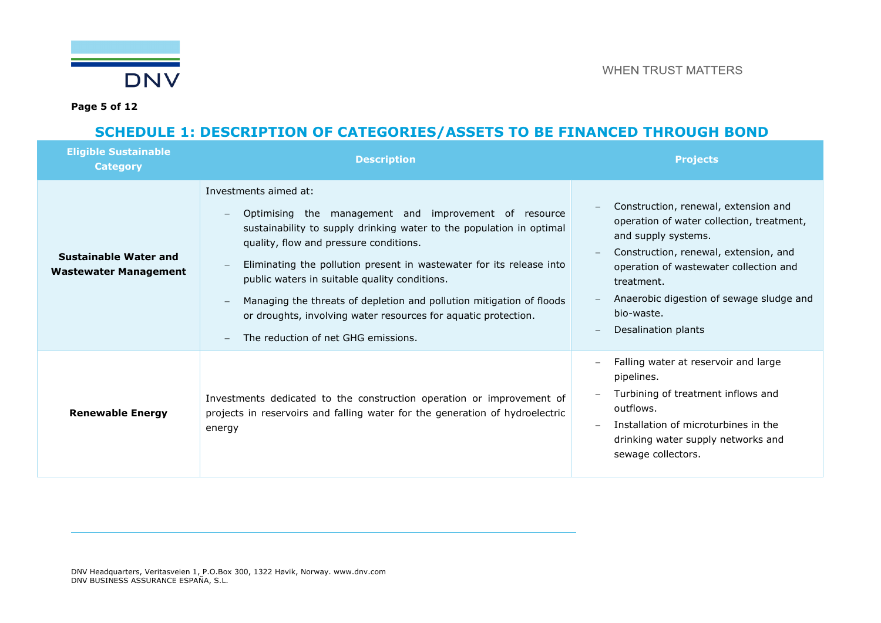## SCHEDULE 1: DESCRIPTION OF CATEGORIES/ASSETS TO BE FINANCED THROUGH BOND

| Eligible Sustainable Category | Description | Projects |
|---|---|---|
| **Sustainable Water and Wastewater Management** | Investments aimed at:<br>– Optimising the management and improvement of resource sustainability to supply drinking water to the population in optimal quality, flow and pressure conditions.<br>– Eliminating the pollution present in wastewater for its release into public waters in suitable quality conditions.<br>– Managing the threats of depletion and pollution mitigation of floods or droughts, involving water resources for aquatic protection.<br>– The reduction of net GHG emissions. | – Construction, renewal, extension and operation of water collection, treatment, and supply systems.<br>– Construction, renewal, extension, and operation of wastewater collection and treatment.<br>– Anaerobic digestion of sewage sludge and bio-waste.<br>– Desalination plants |
| **Renewable Energy** | Investments dedicated to the construction operation or improvement of projects in reservoirs and falling water for the generation of hydroelectric energy | – Falling water at reservoir and large pipelines.<br>– Turbining of treatment inflows and outflows.<br>– Installation of microturbines in the drinking water supply networks and sewage collectors. |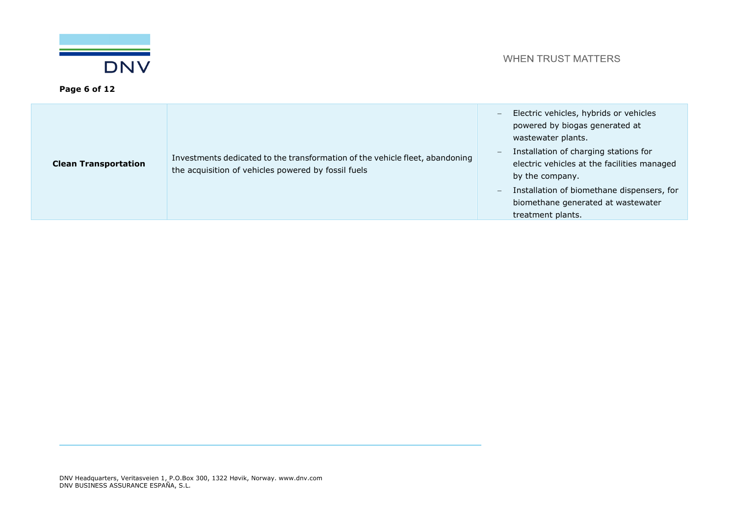| | | |
|---|---|---|
| **Clean Transportation** | Investments dedicated to the transformation of the vehicle fleet, abandoning the acquisition of vehicles powered by fossil fuels | – Electric vehicles, hybrids or vehicles powered by biogas generated at wastewater plants.<br>– Installation of charging stations for electric vehicles at the facilities managed by the company.<br>– Installation of biomethane dispensers, for biomethane generated at wastewater treatment plants. |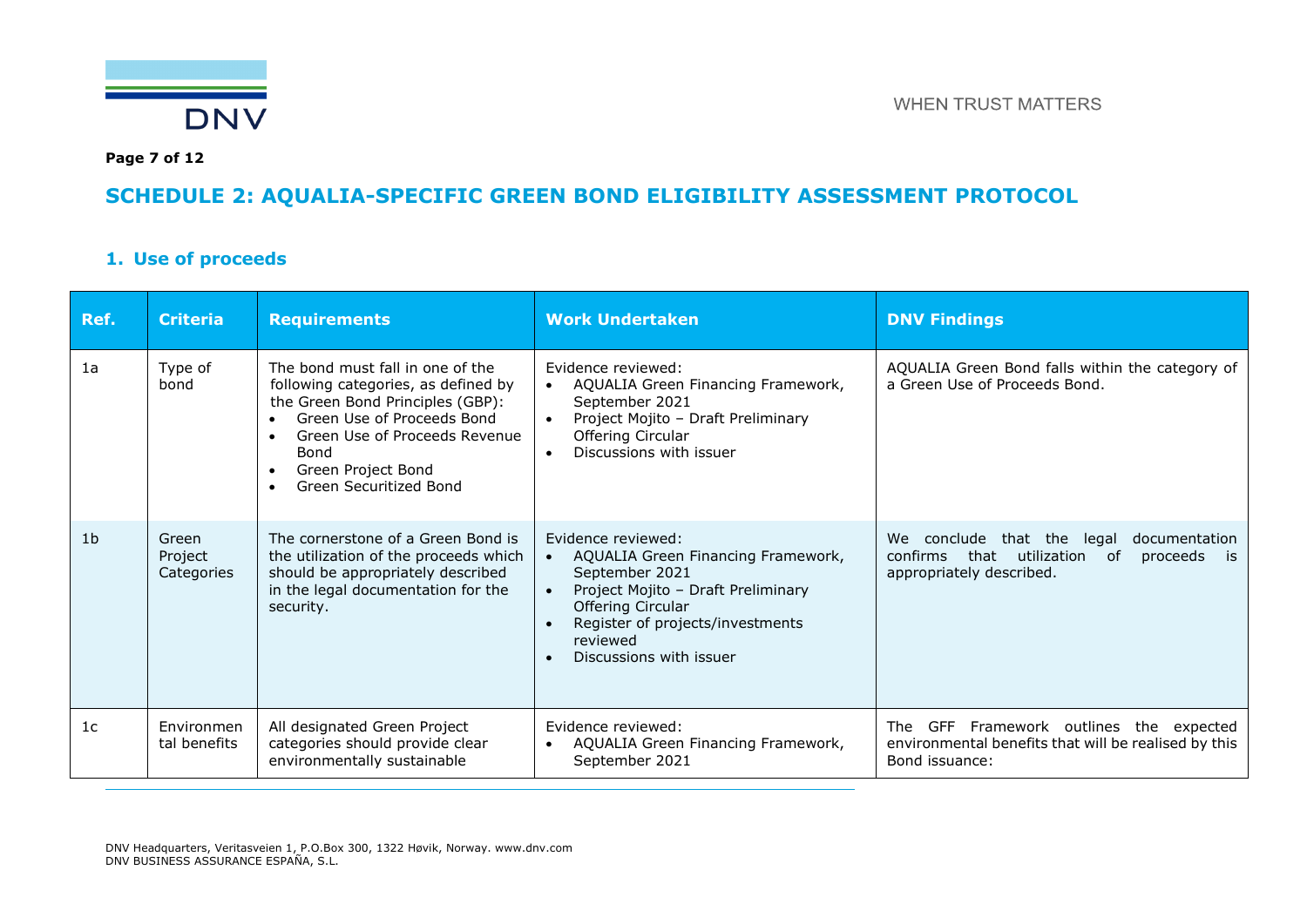## SCHEDULE 2: AQUALIA-SPECIFIC GREEN BOND ELIGIBILITY ASSESSMENT PROTOCOL

### 1. Use of proceeds

| Ref. | Criteria | Requirements | Work Undertaken | DNV Findings |
|---|---|---|---|---|
| 1a | Type of bond | The bond must fall in one of the following categories, as defined by the Green Bond Principles (GBP):<br>• Green Use of Proceeds Bond<br>• Green Use of Proceeds Revenue Bond<br>• Green Project Bond<br>• Green Securitized Bond | Evidence reviewed:<br>• AQUALIA Green Financing Framework, September 2021<br>• Project Mojito – Draft Preliminary Offering Circular<br>• Discussions with issuer | AQUALIA Green Bond falls within the category of a Green Use of Proceeds Bond. |
| 1b | Green Project Categories | The cornerstone of a Green Bond is the utilization of the proceeds which should be appropriately described in the legal documentation for the security. | Evidence reviewed:<br>• AQUALIA Green Financing Framework, September 2021<br>• Project Mojito – Draft Preliminary Offering Circular<br>• Register of projects/investments reviewed<br>• Discussions with issuer | We conclude that the legal documentation confirms that utilization of proceeds is appropriately described. |
| 1c | Environmental benefits | All designated Green Project categories should provide clear environmentally sustainable | Evidence reviewed:<br>• AQUALIA Green Financing Framework, September 2021 | The GFF Framework outlines the expected environmental benefits that will be realised by this Bond issuance: |

DNV Headquarters, Veritasveien 1, P.O.Box 300, 1322 Høvik, Norway. www.dnv.com
DNV BUSINESS ASSURANCE ESPAÑA, S.L.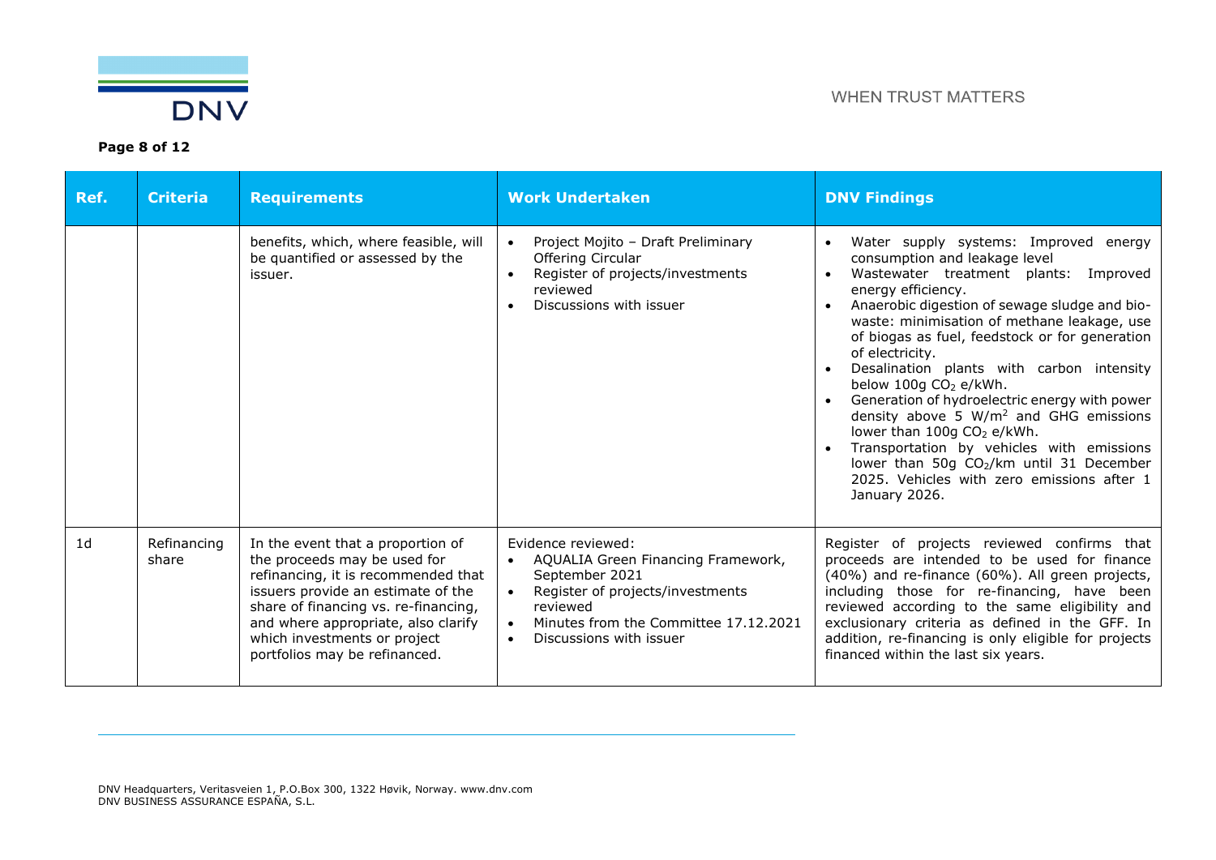| Ref. | Criteria | Requirements | Work Undertaken | DNV Findings |
|---|---|---|---|---|
| | | benefits, which, where feasible, will be quantified or assessed by the issuer. | • Project Mojito – Draft Preliminary Offering Circular<br>• Register of projects/investments reviewed<br>• Discussions with issuer | • Water supply systems: Improved energy consumption and leakage level<br>• Wastewater treatment plants: Improved energy efficiency.<br>• Anaerobic digestion of sewage sludge and bio-waste: minimisation of methane leakage, use of biogas as fuel, feedstock or for generation of electricity.<br>• Desalination plants with carbon intensity below 100g $CO_2$ e/kWh.<br>• Generation of hydroelectric energy with power density above 5 $W/m^2$ and GHG emissions lower than 100g $CO_2$ e/kWh.<br>• Transportation by vehicles with emissions lower than 50g $CO_2$/km until 31 December 2025. Vehicles with zero emissions after 1 January 2026. |
| 1d | Refinancing share | In the event that a proportion of the proceeds may be used for refinancing, it is recommended that issuers provide an estimate of the share of financing vs. re-financing, and where appropriate, also clarify which investments or project portfolios may be refinanced. | Evidence reviewed:<br>• AQUALIA Green Financing Framework, September 2021<br>• Register of projects/investments reviewed<br>• Minutes from the Committee 17.12.2021<br>• Discussions with issuer | Register of projects reviewed confirms that proceeds are intended to be used for finance (40%) and re-finance (60%). All green projects, including those for re-financing, have been reviewed according to the same eligibility and exclusionary criteria as defined in the GFF. In addition, re-financing is only eligible for projects financed within the last six years. |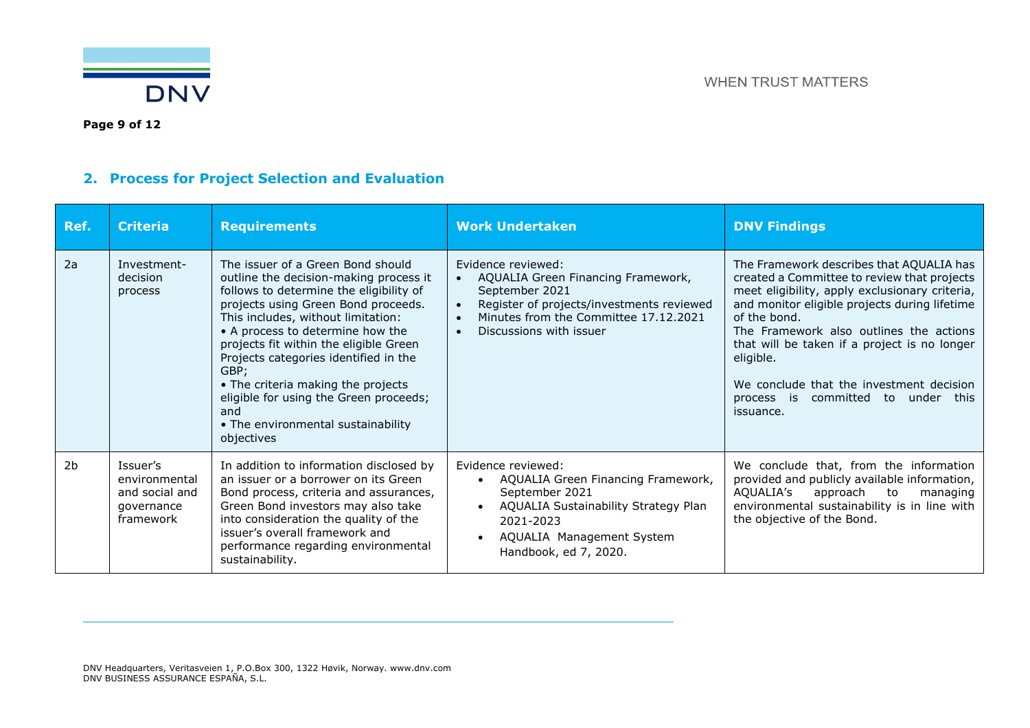## 2. Process for Project Selection and Evaluation

| Ref. | Criteria | Requirements | Work Undertaken | DNV Findings |
|---|---|---|---|---|
| 2a | Investment-decision process | The issuer of a Green Bond should outline the decision-making process it follows to determine the eligibility of projects using Green Bond proceeds. This includes, without limitation:<br>• A process to determine how the projects fit within the eligible Green Projects categories identified in the GBP;<br>• The criteria making the projects eligible for using the Green proceeds; and<br>• The environmental sustainability objectives | Evidence reviewed:<br>• AQUALIA Green Financing Framework, September 2021<br>• Register of projects/investments reviewed<br>• Minutes from the Committee 17.12.2021<br>• Discussions with issuer | The Framework describes that AQUALIA has created a Committee to review that projects meet eligibility, apply exclusionary criteria, and monitor eligible projects during lifetime of the bond.<br>The Framework also outlines the actions that will be taken if a project is no longer eligible.<br><br>We conclude that the investment decision process is committed to under this issuance. |
| 2b | Issuer's environmental and social and governance framework | In addition to information disclosed by an issuer or a borrower on its Green Bond process, criteria and assurances, Green Bond investors may also take into consideration the quality of the issuer's overall framework and performance regarding environmental sustainability. | Evidence reviewed:<br>• AQUALIA Green Financing Framework, September 2021<br>• AQUALIA Sustainability Strategy Plan 2021-2023<br>• AQUALIA Management System Handbook, ed 7, 2020. | We conclude that, from the information provided and publicly available information, AQUALIA's approach to managing environmental sustainability is in line with the objective of the Bond. |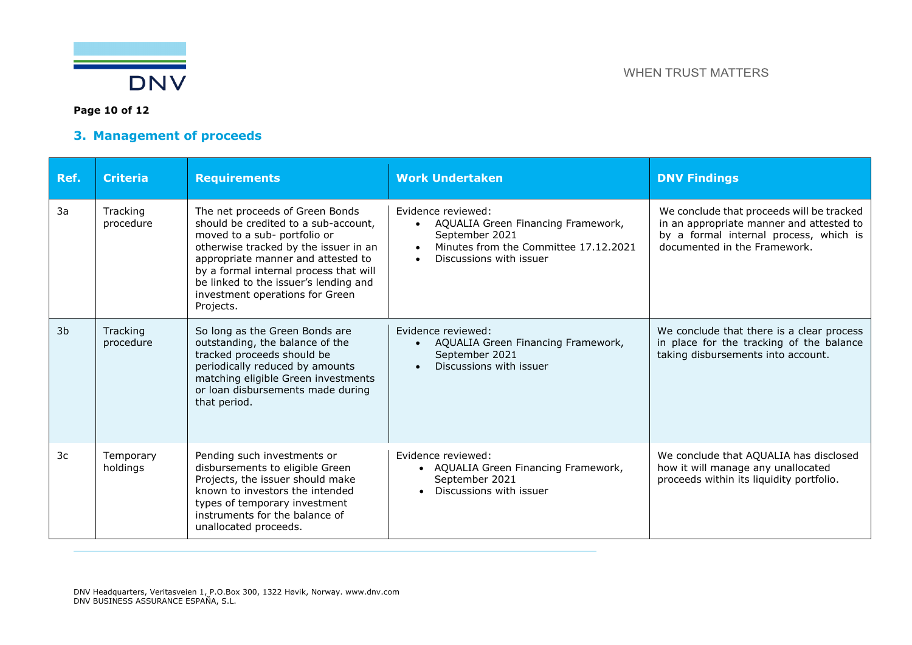## 3. Management of proceeds

| Ref. | Criteria | Requirements | Work Undertaken | DNV Findings |
|---|---|---|---|---|
| 3a | Tracking procedure | The net proceeds of Green Bonds should be credited to a sub-account, moved to a sub- portfolio or otherwise tracked by the issuer in an appropriate manner and attested to by a formal internal process that will be linked to the issuer's lending and investment operations for Green Projects. | Evidence reviewed:<br>• AQUALIA Green Financing Framework, September 2021<br>• Minutes from the Committee 17.12.2021<br>• Discussions with issuer | We conclude that proceeds will be tracked in an appropriate manner and attested to by a formal internal process, which is documented in the Framework. |
| 3b | Tracking procedure | So long as the Green Bonds are outstanding, the balance of the tracked proceeds should be periodically reduced by amounts matching eligible Green investments or loan disbursements made during that period. | Evidence reviewed:<br>• AQUALIA Green Financing Framework, September 2021<br>• Discussions with issuer | We conclude that there is a clear process in place for the tracking of the balance taking disbursements into account. |
| 3c | Temporary holdings | Pending such investments or disbursements to eligible Green Projects, the issuer should make known to investors the intended types of temporary investment instruments for the balance of unallocated proceeds. | Evidence reviewed:<br>• AQUALIA Green Financing Framework, September 2021<br>• Discussions with issuer | We conclude that AQUALIA has disclosed how it will manage any unallocated proceeds within its liquidity portfolio. |

DNV Headquarters, Veritasveien 1, P.O.Box 300, 1322 Høvik, Norway. www.dnv.com
DNV BUSINESS ASSURANCE ESPAÑA, S.L.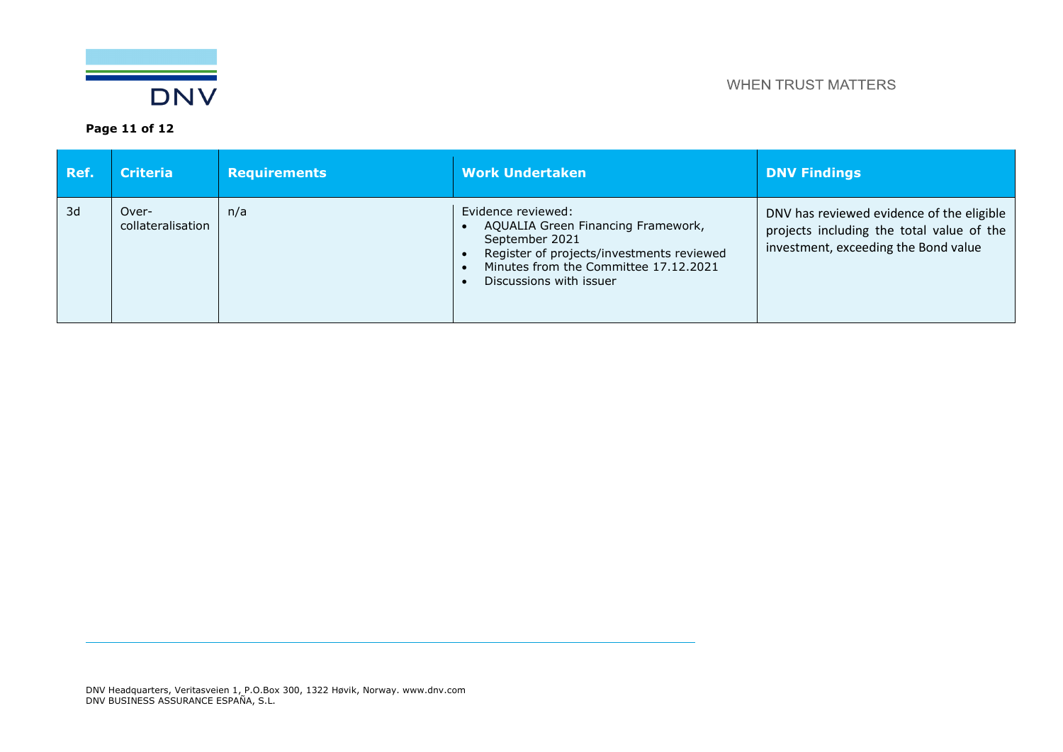| Ref. | Criteria | Requirements | Work Undertaken | DNV Findings |
|---|---|---|---|---|
| 3d | Over-collateralisation | n/a | Evidence reviewed:<br>• AQUALIA Green Financing Framework, September 2021<br>• Register of projects/investments reviewed<br>• Minutes from the Committee 17.12.2021<br>• Discussions with issuer | DNV has reviewed evidence of the eligible projects including the total value of the investment, exceeding the Bond value |

DNV Headquarters, Veritasveien 1, P.O.Box 300, 1322 Høvik, Norway. www.dnv.com
DNV BUSINESS ASSURANCE ESPAÑA, S.L.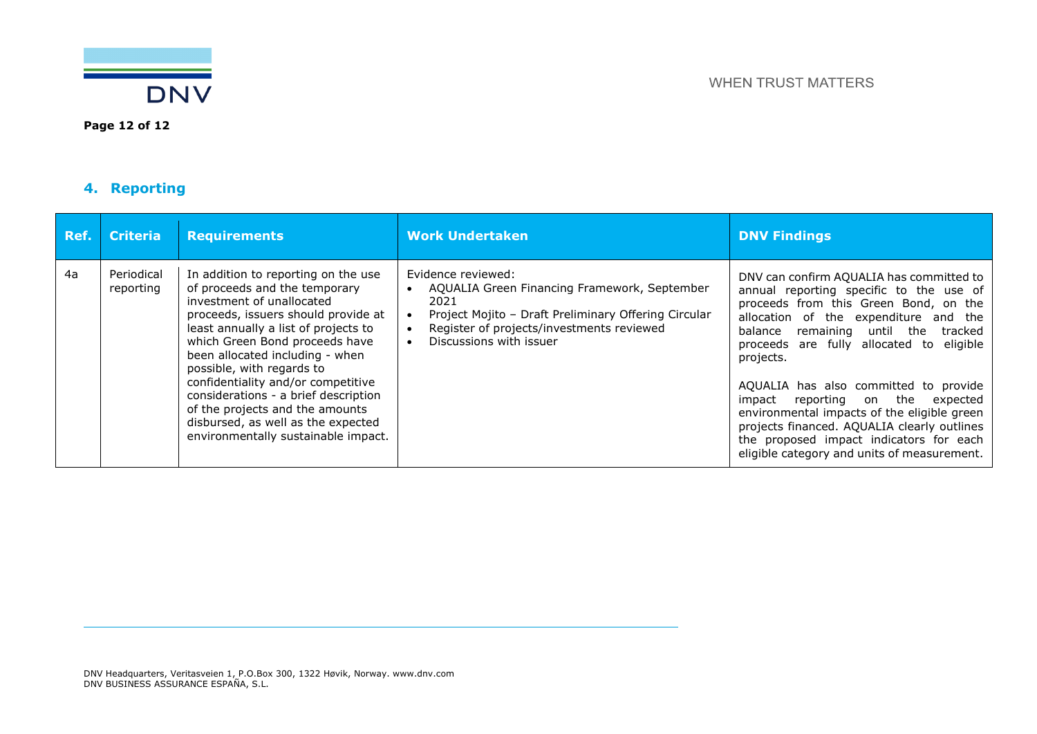## 4. Reporting

| Ref. | Criteria | Requirements | Work Undertaken | DNV Findings |
|---|---|---|---|---|
| 4a | Periodical reporting | In addition to reporting on the use of proceeds and the temporary investment of unallocated proceeds, issuers should provide at least annually a list of projects to which Green Bond proceeds have been allocated including - when possible, with regards to confidentiality and/or competitive considerations - a brief description of the projects and the amounts disbursed, as well as the expected environmentally sustainable impact. | Evidence reviewed:<br>• AQUALIA Green Financing Framework, September 2021<br>• Project Mojito – Draft Preliminary Offering Circular<br>• Register of projects/investments reviewed<br>• Discussions with issuer | DNV can confirm AQUALIA has committed to annual reporting specific to the use of proceeds from this Green Bond, on the allocation of the expenditure and the balance remaining until the tracked proceeds are fully allocated to eligible projects.<br><br>AQUALIA has also committed to provide impact reporting on the expected environmental impacts of the eligible green projects financed. AQUALIA clearly outlines the proposed impact indicators for each eligible category and units of measurement. |

DNV Headquarters, Veritasveien 1, P.O.Box 300, 1322 Høvik, Norway. www.dnv.com
DNV BUSINESS ASSURANCE ESPAÑA, S.L.